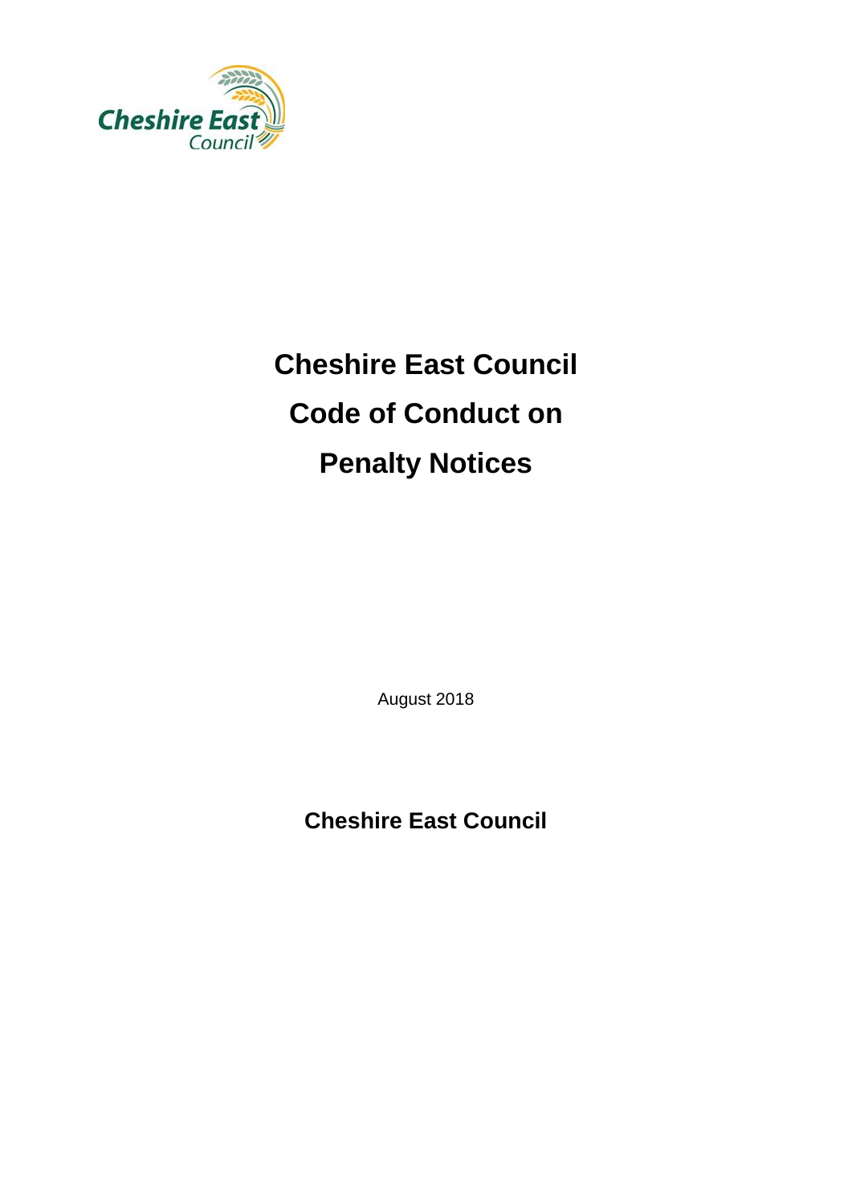# Cheshire East Council
# Code of Conduct on
# Penalty Notices

August 2018

**Cheshire East Council**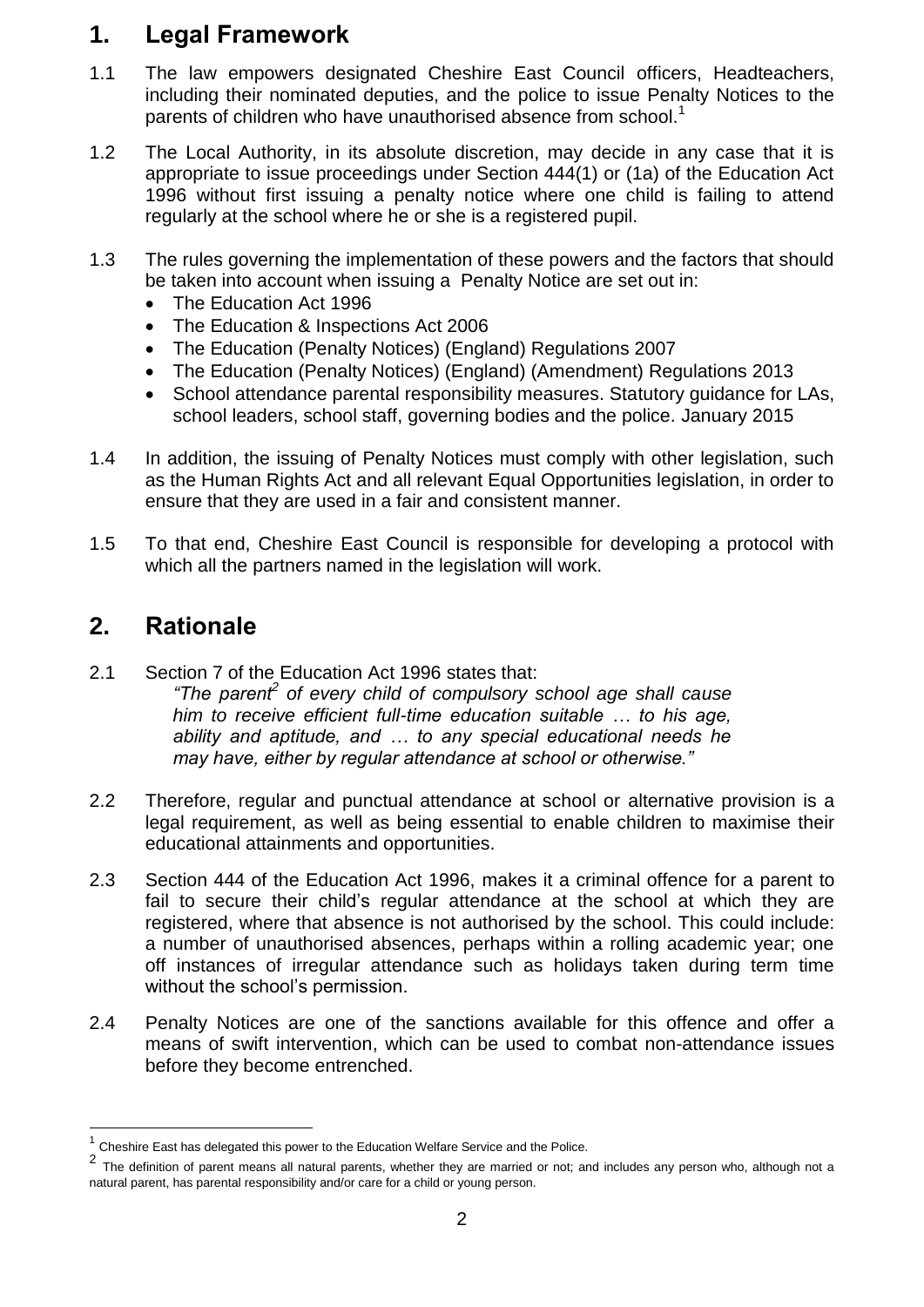## 1. Legal Framework

1.1 The law empowers designated Cheshire East Council officers, Headteachers, including their nominated deputies, and the police to issue Penalty Notices to the parents of children who have unauthorised absence from school.[1]

1.2 The Local Authority, in its absolute discretion, may decide in any case that it is appropriate to issue proceedings under Section 444(1) or (1a) of the Education Act 1996 without first issuing a penalty notice where one child is failing to attend regularly at the school where he or she is a registered pupil.

1.3 The rules governing the implementation of these powers and the factors that should be taken into account when issuing a Penalty Notice are set out in:

- The Education Act 1996
- The Education & Inspections Act 2006
- The Education (Penalty Notices) (England) Regulations 2007
- The Education (Penalty Notices) (England) (Amendment) Regulations 2013
- School attendance parental responsibility measures. Statutory guidance for LAs, school leaders, school staff, governing bodies and the police. January 2015

1.4 In addition, the issuing of Penalty Notices must comply with other legislation, such as the Human Rights Act and all relevant Equal Opportunities legislation, in order to ensure that they are used in a fair and consistent manner.

1.5 To that end, Cheshire East Council is responsible for developing a protocol with which all the partners named in the legislation will work.

## 2. Rationale

2.1 Section 7 of the Education Act 1996 states that:

> *"The parent[2] of every child of compulsory school age shall cause him to receive efficient full-time education suitable … to his age, ability and aptitude, and … to any special educational needs he may have, either by regular attendance at school or otherwise."*

2.2 Therefore, regular and punctual attendance at school or alternative provision is a legal requirement, as well as being essential to enable children to maximise their educational attainments and opportunities.

2.3 Section 444 of the Education Act 1996, makes it a criminal offence for a parent to fail to secure their child's regular attendance at the school at which they are registered, where that absence is not authorised by the school. This could include: a number of unauthorised absences, perhaps within a rolling academic year; one off instances of irregular attendance such as holidays taken during term time without the school's permission.

2.4 Penalty Notices are one of the sanctions available for this offence and offer a means of swift intervention, which can be used to combat non-attendance issues before they become entrenched.

---

[1] Cheshire East has delegated this power to the Education Welfare Service and the Police.

[2] The definition of parent means all natural parents, whether they are married or not; and includes any person who, although not a natural parent, has parental responsibility and/or care for a child or young person.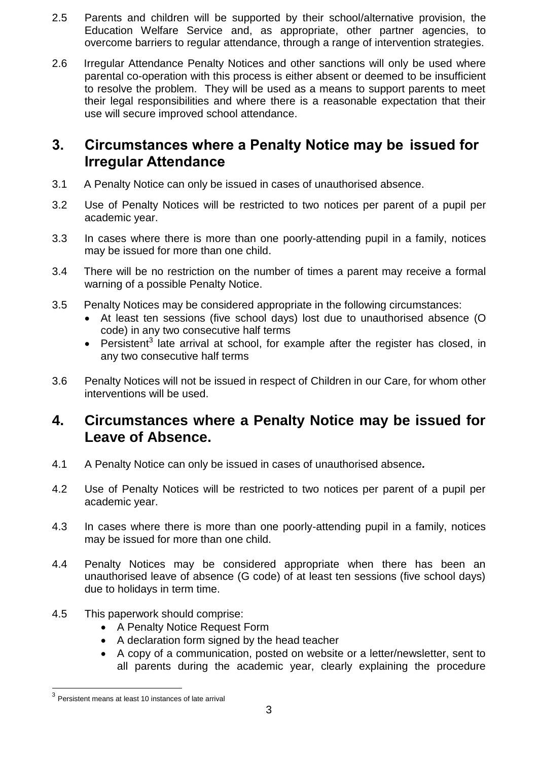2.5 Parents and children will be supported by their school/alternative provision, the Education Welfare Service and, as appropriate, other partner agencies, to overcome barriers to regular attendance, through a range of intervention strategies.

2.6 Irregular Attendance Penalty Notices and other sanctions will only be used where parental co-operation with this process is either absent or deemed to be insufficient to resolve the problem. They will be used as a means to support parents to meet their legal responsibilities and where there is a reasonable expectation that their use will secure improved school attendance.

## 3. Circumstances where a Penalty Notice may be issued for Irregular Attendance

3.1 A Penalty Notice can only be issued in cases of unauthorised absence.

3.2 Use of Penalty Notices will be restricted to two notices per parent of a pupil per academic year.

3.3 In cases where there is more than one poorly-attending pupil in a family, notices may be issued for more than one child.

3.4 There will be no restriction on the number of times a parent may receive a formal warning of a possible Penalty Notice.

3.5 Penalty Notices may be considered appropriate in the following circumstances:

- At least ten sessions (five school days) lost due to unauthorised absence (O code) in any two consecutive half terms
- Persistent[3] late arrival at school, for example after the register has closed, in any two consecutive half terms

3.6 Penalty Notices will not be issued in respect of Children in our Care, for whom other interventions will be used.

## 4. Circumstances where a Penalty Notice may be issued for Leave of Absence.

4.1 A Penalty Notice can only be issued in cases of unauthorised absence***.***

4.2 Use of Penalty Notices will be restricted to two notices per parent of a pupil per academic year.

4.3 In cases where there is more than one poorly-attending pupil in a family, notices may be issued for more than one child.

4.4 Penalty Notices may be considered appropriate when there has been an unauthorised leave of absence (G code) of at least ten sessions (five school days) due to holidays in term time.

4.5 This paperwork should comprise:

- A Penalty Notice Request Form
- A declaration form signed by the head teacher
- A copy of a communication, posted on website or a letter/newsletter, sent to all parents during the academic year, clearly explaining the procedure

[3] Persistent means at least 10 instances of late arrival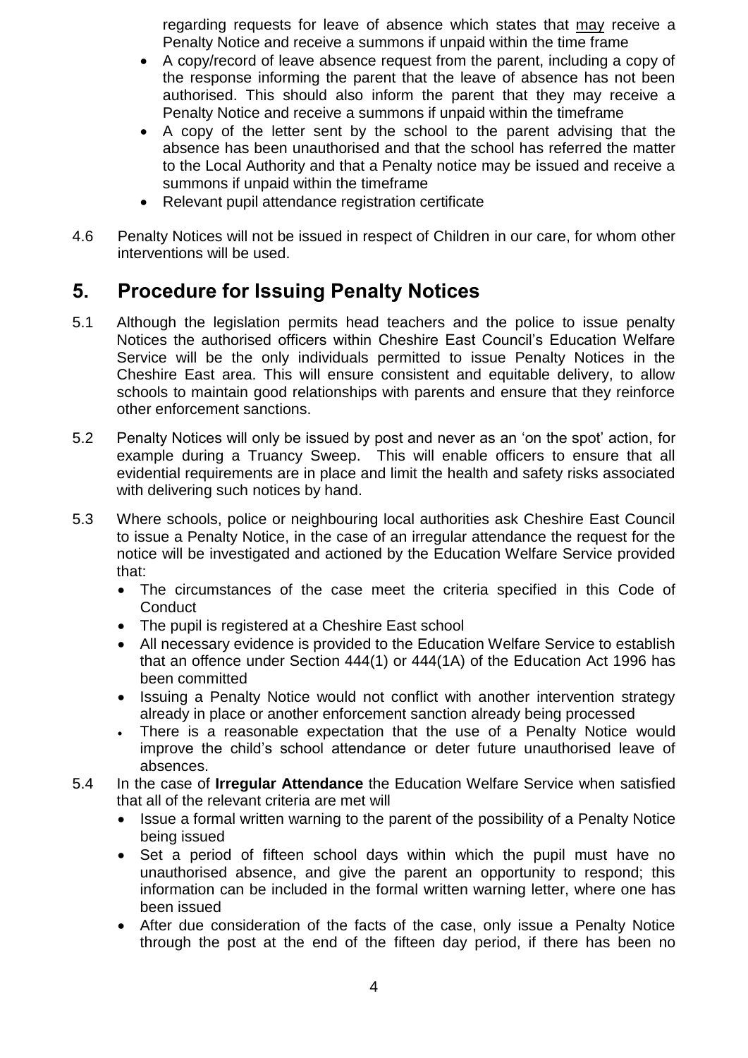regarding requests for leave of absence which states that <u>may</u> receive a Penalty Notice and receive a summons if unpaid within the time frame

- A copy/record of leave absence request from the parent, including a copy of the response informing the parent that the leave of absence has not been authorised. This should also inform the parent that they may receive a Penalty Notice and receive a summons if unpaid within the timeframe
- A copy of the letter sent by the school to the parent advising that the absence has been unauthorised and that the school has referred the matter to the Local Authority and that a Penalty notice may be issued and receive a summons if unpaid within the timeframe
- Relevant pupil attendance registration certificate

4.6 Penalty Notices will not be issued in respect of Children in our care, for whom other interventions will be used.

## 5. Procedure for Issuing Penalty Notices

5.1 Although the legislation permits head teachers and the police to issue penalty Notices the authorised officers within Cheshire East Council's Education Welfare Service will be the only individuals permitted to issue Penalty Notices in the Cheshire East area. This will ensure consistent and equitable delivery, to allow schools to maintain good relationships with parents and ensure that they reinforce other enforcement sanctions.

5.2 Penalty Notices will only be issued by post and never as an 'on the spot' action, for example during a Truancy Sweep. This will enable officers to ensure that all evidential requirements are in place and limit the health and safety risks associated with delivering such notices by hand.

5.3 Where schools, police or neighbouring local authorities ask Cheshire East Council to issue a Penalty Notice, in the case of an irregular attendance the request for the notice will be investigated and actioned by the Education Welfare Service provided that:

- The circumstances of the case meet the criteria specified in this Code of Conduct
- The pupil is registered at a Cheshire East school
- All necessary evidence is provided to the Education Welfare Service to establish that an offence under Section 444(1) or 444(1A) of the Education Act 1996 has been committed
- Issuing a Penalty Notice would not conflict with another intervention strategy already in place or another enforcement sanction already being processed
- There is a reasonable expectation that the use of a Penalty Notice would improve the child's school attendance or deter future unauthorised leave of absences.

5.4 In the case of **Irregular Attendance** the Education Welfare Service when satisfied that all of the relevant criteria are met will

- Issue a formal written warning to the parent of the possibility of a Penalty Notice being issued
- Set a period of fifteen school days within which the pupil must have no unauthorised absence, and give the parent an opportunity to respond; this information can be included in the formal written warning letter, where one has been issued
- After due consideration of the facts of the case, only issue a Penalty Notice through the post at the end of the fifteen day period, if there has been no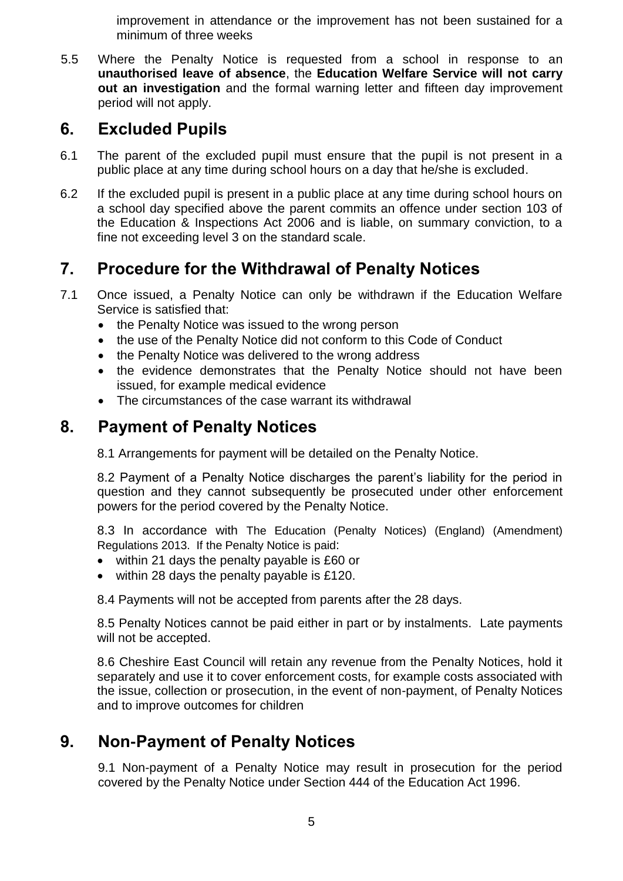improvement in attendance or the improvement has not been sustained for a minimum of three weeks

5.5 Where the Penalty Notice is requested from a school in response to an **unauthorised leave of absence**, the **Education Welfare Service will not carry out an investigation** and the formal warning letter and fifteen day improvement period will not apply.

## 6. Excluded Pupils

6.1 The parent of the excluded pupil must ensure that the pupil is not present in a public place at any time during school hours on a day that he/she is excluded.

6.2 If the excluded pupil is present in a public place at any time during school hours on a school day specified above the parent commits an offence under section 103 of the Education & Inspections Act 2006 and is liable, on summary conviction, to a fine not exceeding level 3 on the standard scale.

## 7. Procedure for the Withdrawal of Penalty Notices

7.1 Once issued, a Penalty Notice can only be withdrawn if the Education Welfare Service is satisfied that:

- the Penalty Notice was issued to the wrong person
- the use of the Penalty Notice did not conform to this Code of Conduct
- the Penalty Notice was delivered to the wrong address
- the evidence demonstrates that the Penalty Notice should not have been issued, for example medical evidence
- The circumstances of the case warrant its withdrawal

## 8. Payment of Penalty Notices

8.1 Arrangements for payment will be detailed on the Penalty Notice.

8.2 Payment of a Penalty Notice discharges the parent's liability for the period in question and they cannot subsequently be prosecuted under other enforcement powers for the period covered by the Penalty Notice.

8.3 In accordance with The Education (Penalty Notices) (England) (Amendment) Regulations 2013. If the Penalty Notice is paid:

- within 21 days the penalty payable is £60 or
- within 28 days the penalty payable is £120.

8.4 Payments will not be accepted from parents after the 28 days.

8.5 Penalty Notices cannot be paid either in part or by instalments. Late payments will not be accepted.

8.6 Cheshire East Council will retain any revenue from the Penalty Notices, hold it separately and use it to cover enforcement costs, for example costs associated with the issue, collection or prosecution, in the event of non-payment, of Penalty Notices and to improve outcomes for children

## 9. Non-Payment of Penalty Notices

9.1 Non-payment of a Penalty Notice may result in prosecution for the period covered by the Penalty Notice under Section 444 of the Education Act 1996.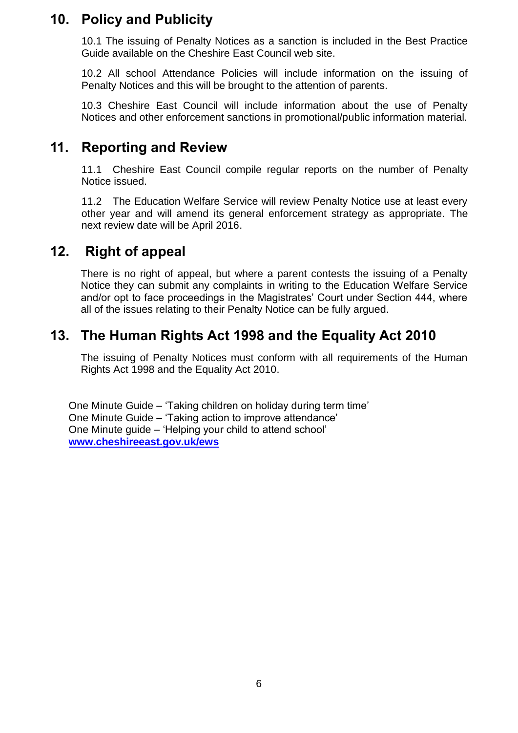## 10. Policy and Publicity

10.1 The issuing of Penalty Notices as a sanction is included in the Best Practice Guide available on the Cheshire East Council web site.

10.2 All school Attendance Policies will include information on the issuing of Penalty Notices and this will be brought to the attention of parents.

10.3 Cheshire East Council will include information about the use of Penalty Notices and other enforcement sanctions in promotional/public information material.

## 11. Reporting and Review

11.1 Cheshire East Council compile regular reports on the number of Penalty Notice issued.

11.2 The Education Welfare Service will review Penalty Notice use at least every other year and will amend its general enforcement strategy as appropriate. The next review date will be April 2016.

## 12. Right of appeal

There is no right of appeal, but where a parent contests the issuing of a Penalty Notice they can submit any complaints in writing to the Education Welfare Service and/or opt to face proceedings in the Magistrates' Court under Section 444, where all of the issues relating to their Penalty Notice can be fully argued.

## 13. The Human Rights Act 1998 and the Equality Act 2010

The issuing of Penalty Notices must conform with all requirements of the Human Rights Act 1998 and the Equality Act 2010.

One Minute Guide – 'Taking children on holiday during term time'
One Minute Guide – 'Taking action to improve attendance'
One Minute guide – 'Helping your child to attend school'
**www.cheshireeast.gov.uk/ews**